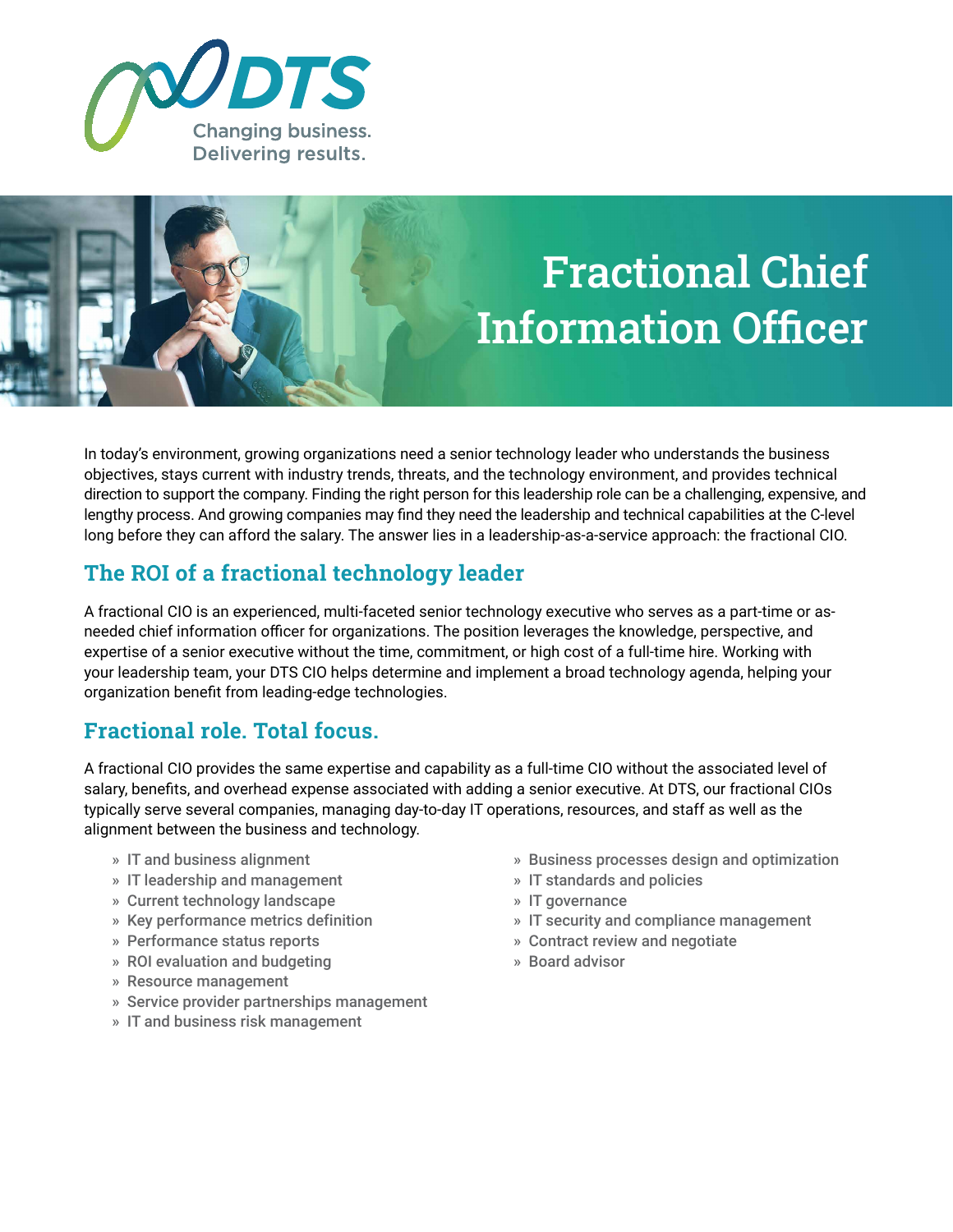DTS

Changing business.
Delivering results.

# Fractional Chief Information Officer

In today's environment, growing organizations need a senior technology leader who understands the business objectives, stays current with industry trends, threats, and the technology environment, and provides technical direction to support the company. Finding the right person for this leadership role can be a challenging, expensive, and lengthy process. And growing companies may find they need the leadership and technical capabilities at the C-level long before they can afford the salary. The answer lies in a leadership-as-a-service approach: the fractional CIO.

## The ROI of a fractional technology leader

A fractional CIO is an experienced, multi-faceted senior technology executive who serves as a part-time or as-needed chief information officer for organizations. The position leverages the knowledge, perspective, and expertise of a senior executive without the time, commitment, or high cost of a full-time hire. Working with your leadership team, your DTS CIO helps determine and implement a broad technology agenda, helping your organization benefit from leading-edge technologies.

## Fractional role. Total focus.

A fractional CIO provides the same expertise and capability as a full-time CIO without the associated level of salary, benefits, and overhead expense associated with adding a senior executive. At DTS, our fractional CIOs typically serve several companies, managing day-to-day IT operations, resources, and staff as well as the alignment between the business and technology.

- IT and business alignment
- IT leadership and management
- Current technology landscape
- Key performance metrics definition
- Performance status reports
- ROI evaluation and budgeting
- Resource management
- Service provider partnerships management
- IT and business risk management
- Business processes design and optimization
- IT standards and policies
- IT governance
- IT security and compliance management
- Contract review and negotiate
- Board advisor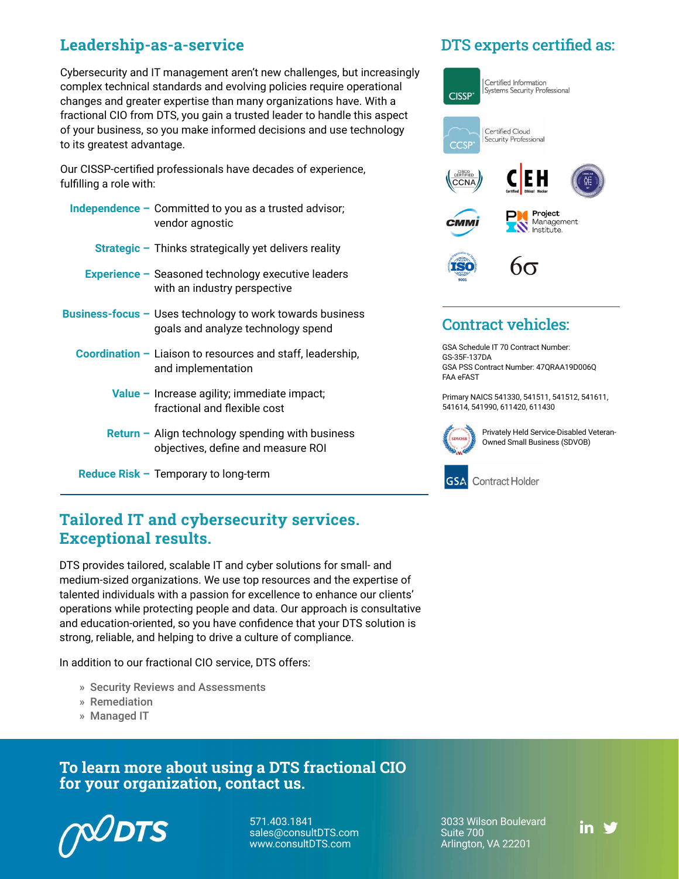## Leadership-as-a-service

Cybersecurity and IT management aren't new challenges, but increasingly complex technical standards and evolving policies require operational changes and greater expertise than many organizations have. With a fractional CIO from DTS, you gain a trusted leader to handle this aspect of your business, so you make informed decisions and use technology to its greatest advantage.

Our CISSP-certified professionals have decades of experience, fulfilling a role with:

- **Independence –** Committed to you as a trusted advisor; vendor agnostic
- **Strategic –** Thinks strategically yet delivers reality
- **Experience –** Seasoned technology executive leaders with an industry perspective
- **Business-focus –** Uses technology to work towards business goals and analyze technology spend
- **Coordination –** Liaison to resources and staff, leadership, and implementation
- **Value –** Increase agility; immediate impact; fractional and flexible cost
- **Return –** Align technology spending with business objectives, define and measure ROI
- **Reduce Risk –** Temporary to long-term

## Tailored IT and cybersecurity services. Exceptional results.

DTS provides tailored, scalable IT and cyber solutions for small- and medium-sized organizations. We use top resources and the expertise of talented individuals with a passion for excellence to enhance our clients' operations while protecting people and data. Our approach is consultative and education-oriented, so you have confidence that your DTS solution is strong, reliable, and helping to drive a culture of compliance.

In addition to our fractional CIO service, DTS offers:

- Security Reviews and Assessments
- Remediation
- Managed IT

## DTS experts certified as:

CISSP – Certified Information Systems Security Professional

CCSP – Certified Cloud Security Professional

CCNA

CEH – Certified Ethical Hacker

CMMI

Project Management Institute

ISO 9001

6σ

## Contract vehicles:

GSA Schedule IT 70 Contract Number: GS-35F-137DA
GSA PSS Contract Number: 47QRAA19D006Q
FAA eFAST

Primary NAICS 541330, 541511, 541512, 541611, 541614, 541990, 611420, 611430

Privately Held Service-Disabled Veteran-Owned Small Business (SDVOB)

GSA Contract Holder

**To learn more about using a DTS fractional CIO for your organization, contact us.**

DTS

571.403.1841
sales@consultDTS.com
www.consultDTS.com

3033 Wilson Boulevard
Suite 700
Arlington, VA 22201